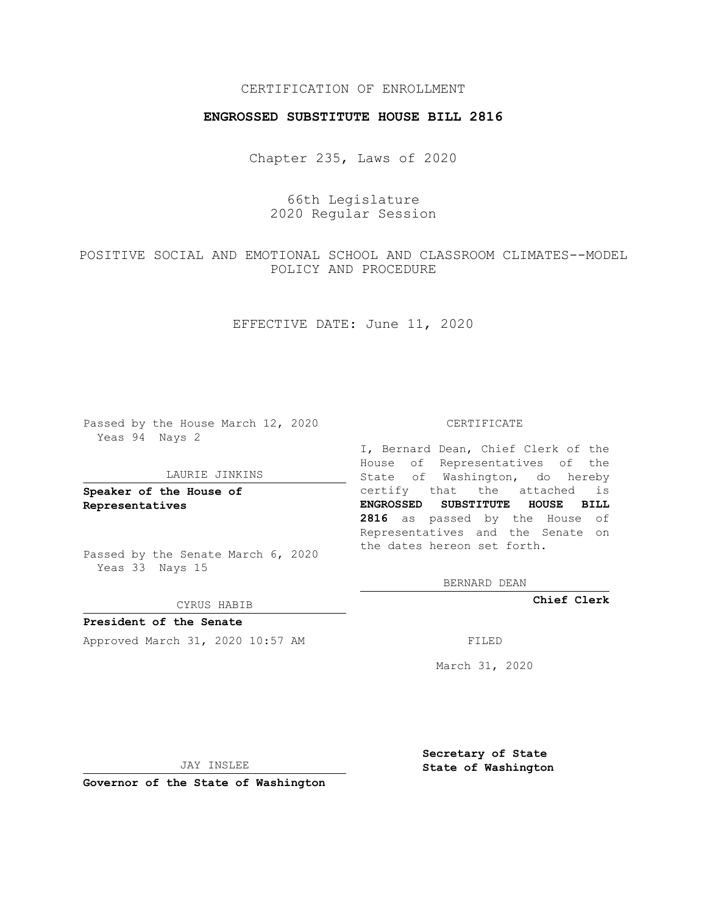CERTIFICATION OF ENROLLMENT

**ENGROSSED SUBSTITUTE HOUSE BILL 2816**

Chapter 235, Laws of 2020

66th Legislature
2020 Regular Session

POSITIVE SOCIAL AND EMOTIONAL SCHOOL AND CLASSROOM CLIMATES--MODEL POLICY AND PROCEDURE

EFFECTIVE DATE: June 11, 2020

Passed by the House March 12, 2020
Yeas 94 Nays 2

LAURIE JINKINS

**Speaker of the House of Representatives**

Passed by the Senate March 6, 2020
Yeas 33 Nays 15

CYRUS HABIB

**President of the Senate**

Approved March 31, 2020 10:57 AM

JAY INSLEE

**Governor of the State of Washington**

CERTIFICATE

I, Bernard Dean, Chief Clerk of the House of Representatives of the State of Washington, do hereby certify that the attached is **ENGROSSED SUBSTITUTE HOUSE BILL 2816** as passed by the House of Representatives and the Senate on the dates hereon set forth.

BERNARD DEAN

**Chief Clerk**

FILED

March 31, 2020

**Secretary of State**
**State of Washington**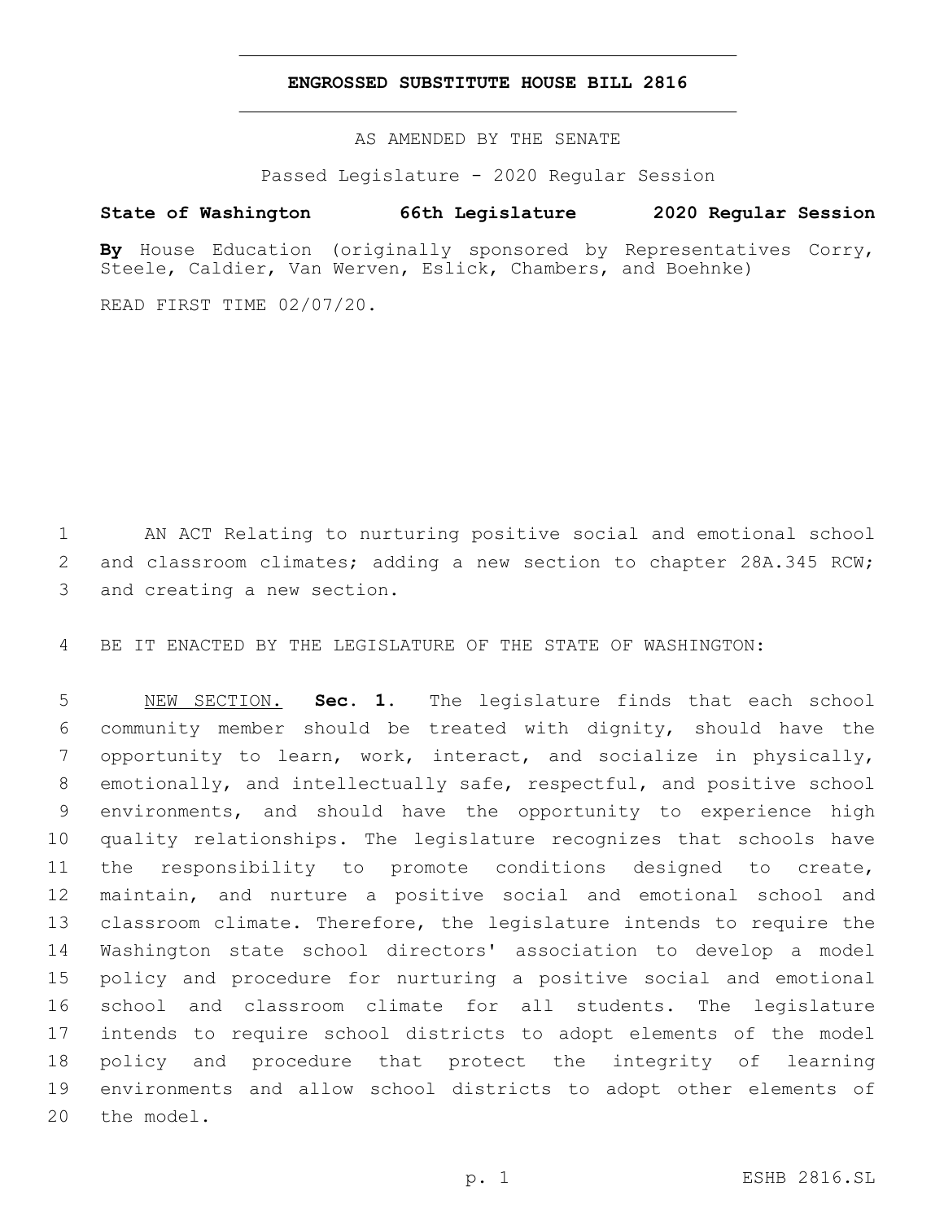# ENGROSSED SUBSTITUTE HOUSE BILL 2816

AS AMENDED BY THE SENATE

Passed Legislature - 2020 Regular Session

**State of Washington 66th Legislature 2020 Regular Session**

**By** House Education (originally sponsored by Representatives Corry, Steele, Caldier, Van Werven, Eslick, Chambers, and Boehnke)

READ FIRST TIME 02/07/20.

AN ACT Relating to nurturing positive social and emotional school and classroom climates; adding a new section to chapter 28A.345 RCW; and creating a new section.

BE IT ENACTED BY THE LEGISLATURE OF THE STATE OF WASHINGTON:

NEW SECTION. **Sec. 1.** The legislature finds that each school community member should be treated with dignity, should have the opportunity to learn, work, interact, and socialize in physically, emotionally, and intellectually safe, respectful, and positive school environments, and should have the opportunity to experience high quality relationships. The legislature recognizes that schools have the responsibility to promote conditions designed to create, maintain, and nurture a positive social and emotional school and classroom climate. Therefore, the legislature intends to require the Washington state school directors' association to develop a model policy and procedure for nurturing a positive social and emotional school and classroom climate for all students. The legislature intends to require school districts to adopt elements of the model policy and procedure that protect the integrity of learning environments and allow school districts to adopt other elements of the model.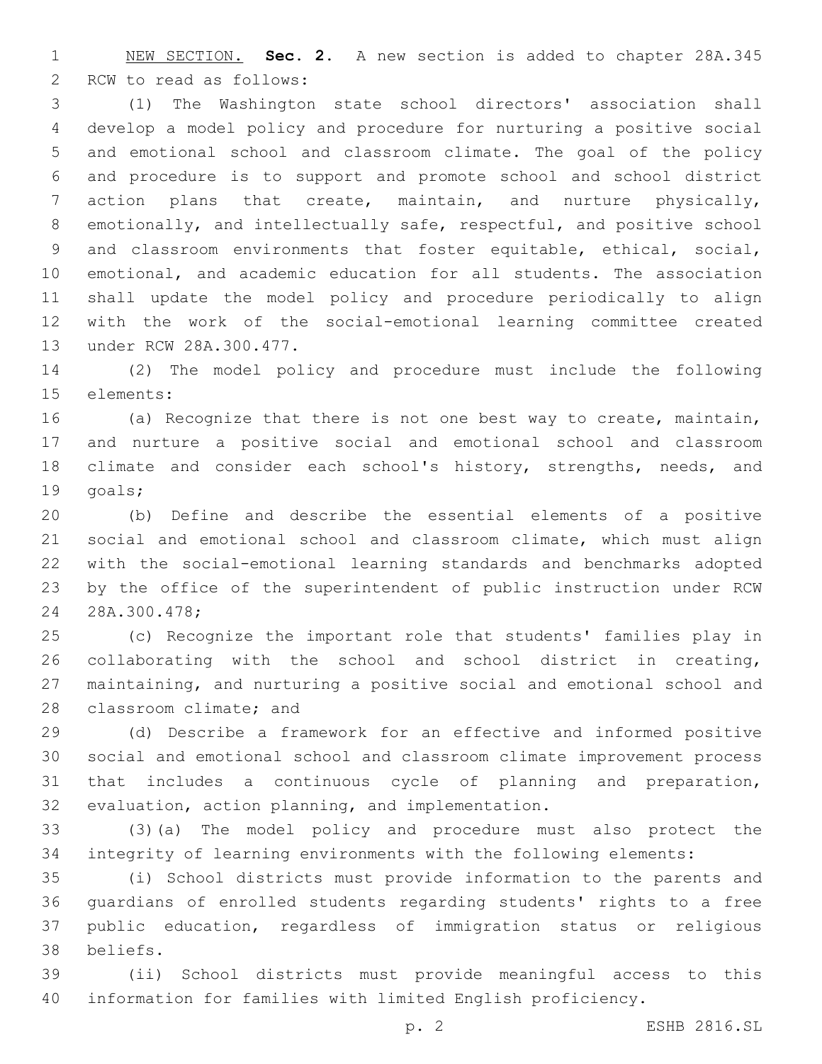NEW SECTION. **Sec. 2.** A new section is added to chapter 28A.345 RCW to read as follows:

(1) The Washington state school directors' association shall develop a model policy and procedure for nurturing a positive social and emotional school and classroom climate. The goal of the policy and procedure is to support and promote school and school district action plans that create, maintain, and nurture physically, emotionally, and intellectually safe, respectful, and positive school and classroom environments that foster equitable, ethical, social, emotional, and academic education for all students. The association shall update the model policy and procedure periodically to align with the work of the social-emotional learning committee created under RCW 28A.300.477.

(2) The model policy and procedure must include the following elements:

(a) Recognize that there is not one best way to create, maintain, and nurture a positive social and emotional school and classroom climate and consider each school's history, strengths, needs, and goals;

(b) Define and describe the essential elements of a positive social and emotional school and classroom climate, which must align with the social-emotional learning standards and benchmarks adopted by the office of the superintendent of public instruction under RCW 28A.300.478;

(c) Recognize the important role that students' families play in collaborating with the school and school district in creating, maintaining, and nurturing a positive social and emotional school and classroom climate; and

(d) Describe a framework for an effective and informed positive social and emotional school and classroom climate improvement process that includes a continuous cycle of planning and preparation, evaluation, action planning, and implementation.

(3)(a) The model policy and procedure must also protect the integrity of learning environments with the following elements:

(i) School districts must provide information to the parents and guardians of enrolled students regarding students' rights to a free public education, regardless of immigration status or religious beliefs.

(ii) School districts must provide meaningful access to this information for families with limited English proficiency.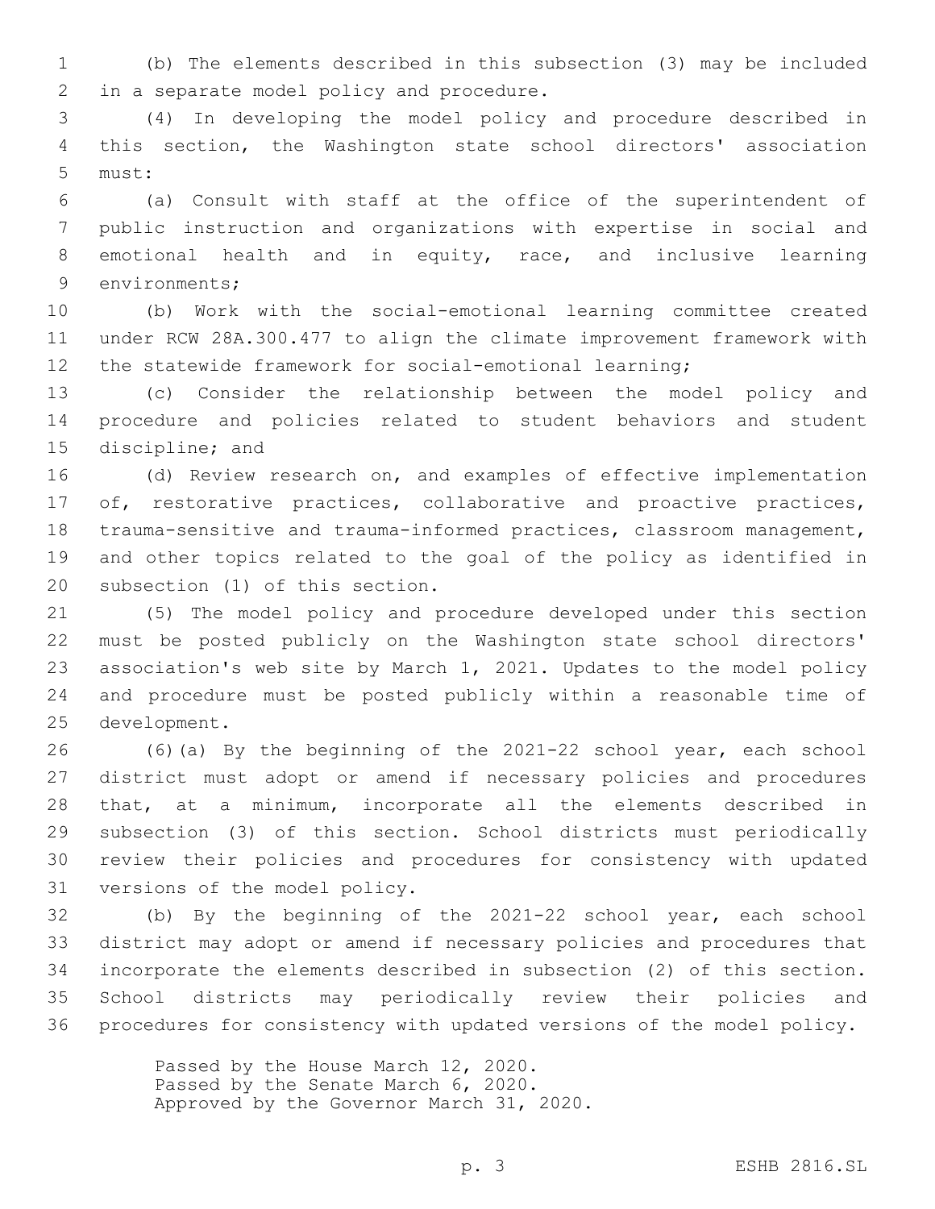(b) The elements described in this subsection (3) may be included in a separate model policy and procedure.

(4) In developing the model policy and procedure described in this section, the Washington state school directors' association must:

(a) Consult with staff at the office of the superintendent of public instruction and organizations with expertise in social and emotional health and in equity, race, and inclusive learning environments;

(b) Work with the social-emotional learning committee created under RCW 28A.300.477 to align the climate improvement framework with the statewide framework for social-emotional learning;

(c) Consider the relationship between the model policy and procedure and policies related to student behaviors and student discipline; and

(d) Review research on, and examples of effective implementation of, restorative practices, collaborative and proactive practices, trauma-sensitive and trauma-informed practices, classroom management, and other topics related to the goal of the policy as identified in subsection (1) of this section.

(5) The model policy and procedure developed under this section must be posted publicly on the Washington state school directors' association's web site by March 1, 2021. Updates to the model policy and procedure must be posted publicly within a reasonable time of development.

(6)(a) By the beginning of the 2021-22 school year, each school district must adopt or amend if necessary policies and procedures that, at a minimum, incorporate all the elements described in subsection (3) of this section. School districts must periodically review their policies and procedures for consistency with updated versions of the model policy.

(b) By the beginning of the 2021-22 school year, each school district may adopt or amend if necessary policies and procedures that incorporate the elements described in subsection (2) of this section. School districts may periodically review their policies and procedures for consistency with updated versions of the model policy.

Passed by the House March 12, 2020.
Passed by the Senate March 6, 2020.
Approved by the Governor March 31, 2020.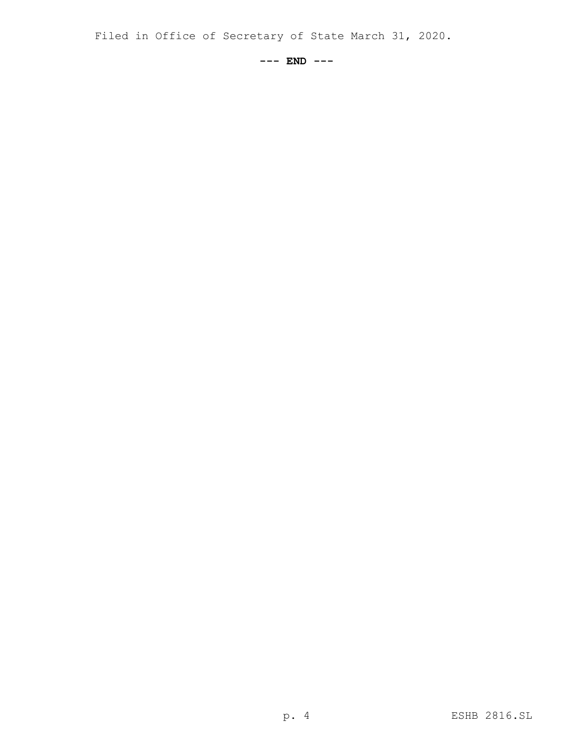Filed in Office of Secretary of State March 31, 2020.

**--- END ---**